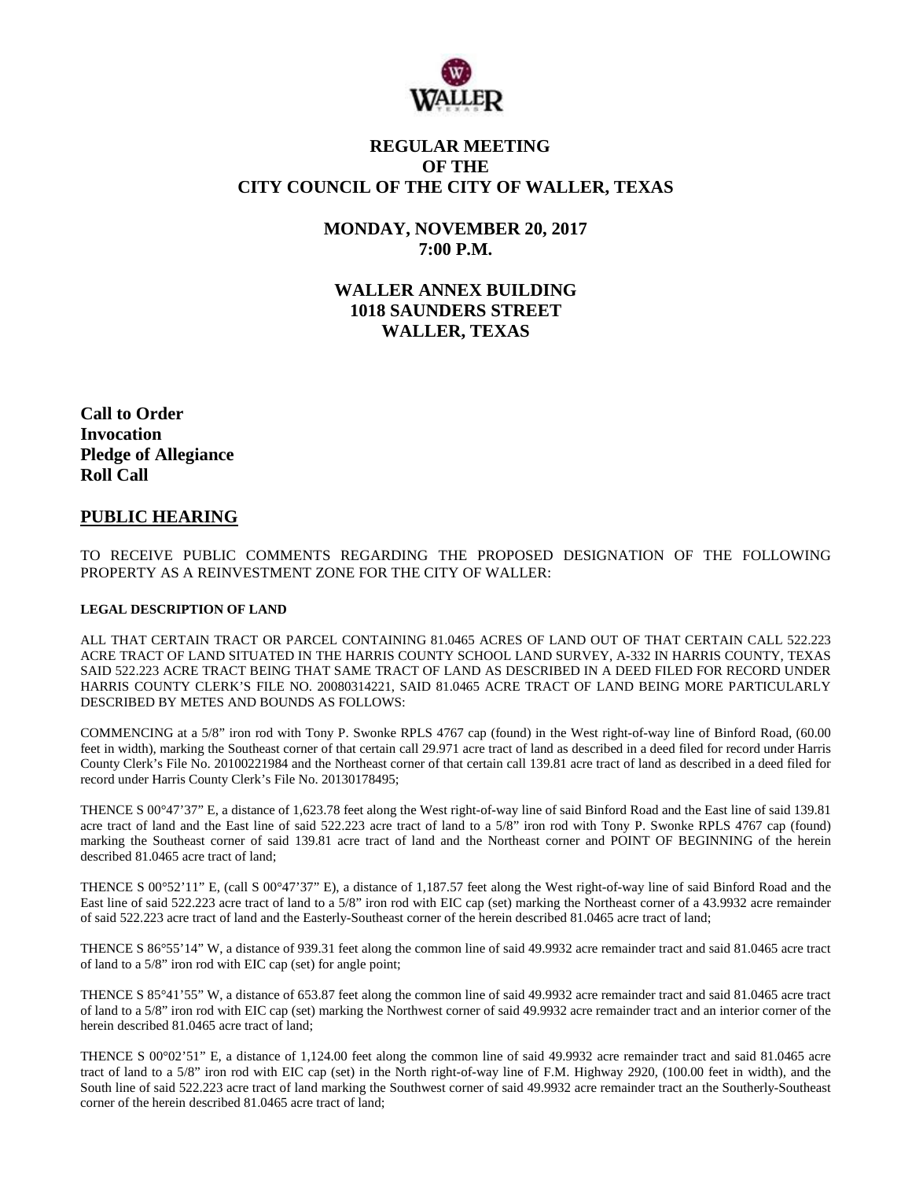# REGULAR MEETING OF THE CITY COUNCIL OF THE CITY OF WALLER, TEXAS

## MONDAY, NOVEMBER 20, 2017 7:00 P.M.

## WALLER ANNEX BUILDING 1018 SAUNDERS STREET WALLER, TEXAS

**Call to Order**
**Invocation**
**Pledge of Allegiance**
**Roll Call**

## PUBLIC HEARING

TO RECEIVE PUBLIC COMMENTS REGARDING THE PROPOSED DESIGNATION OF THE FOLLOWING PROPERTY AS A REINVESTMENT ZONE FOR THE CITY OF WALLER:

**LEGAL DESCRIPTION OF LAND**

ALL THAT CERTAIN TRACT OR PARCEL CONTAINING 81.0465 ACRES OF LAND OUT OF THAT CERTAIN CALL 522.223 ACRE TRACT OF LAND SITUATED IN THE HARRIS COUNTY SCHOOL LAND SURVEY, A-332 IN HARRIS COUNTY, TEXAS SAID 522.223 ACRE TRACT BEING THAT SAME TRACT OF LAND AS DESCRIBED IN A DEED FILED FOR RECORD UNDER HARRIS COUNTY CLERK'S FILE NO. 20080314221, SAID 81.0465 ACRE TRACT OF LAND BEING MORE PARTICULARLY DESCRIBED BY METES AND BOUNDS AS FOLLOWS:

COMMENCING at a 5/8" iron rod with Tony P. Swonke RPLS 4767 cap (found) in the West right-of-way line of Binford Road, (60.00 feet in width), marking the Southeast corner of that certain call 29.971 acre tract of land as described in a deed filed for record under Harris County Clerk's File No. 20100221984 and the Northeast corner of that certain call 139.81 acre tract of land as described in a deed filed for record under Harris County Clerk's File No. 20130178495;

THENCE S 00°47'37" E, a distance of 1,623.78 feet along the West right-of-way line of said Binford Road and the East line of said 139.81 acre tract of land and the East line of said 522.223 acre tract of land to a 5/8" iron rod with Tony P. Swonke RPLS 4767 cap (found) marking the Southeast corner of said 139.81 acre tract of land and the Northeast corner and POINT OF BEGINNING of the herein described 81.0465 acre tract of land;

THENCE S 00°52'11" E, (call S 00°47'37" E), a distance of 1,187.57 feet along the West right-of-way line of said Binford Road and the East line of said 522.223 acre tract of land to a 5/8" iron rod with EIC cap (set) marking the Northeast corner of a 43.9932 acre remainder of said 522.223 acre tract of land and the Easterly-Southeast corner of the herein described 81.0465 acre tract of land;

THENCE S 86°55'14" W, a distance of 939.31 feet along the common line of said 49.9932 acre remainder tract and said 81.0465 acre tract of land to a 5/8" iron rod with EIC cap (set) for angle point;

THENCE S 85°41'55" W, a distance of 653.87 feet along the common line of said 49.9932 acre remainder tract and said 81.0465 acre tract of land to a 5/8" iron rod with EIC cap (set) marking the Northwest corner of said 49.9932 acre remainder tract and an interior corner of the herein described 81.0465 acre tract of land;

THENCE S 00°02'51" E, a distance of 1,124.00 feet along the common line of said 49.9932 acre remainder tract and said 81.0465 acre tract of land to a 5/8" iron rod with EIC cap (set) in the North right-of-way line of F.M. Highway 2920, (100.00 feet in width), and the South line of said 522.223 acre tract of land marking the Southwest corner of said 49.9932 acre remainder tract an the Southerly-Southeast corner of the herein described 81.0465 acre tract of land;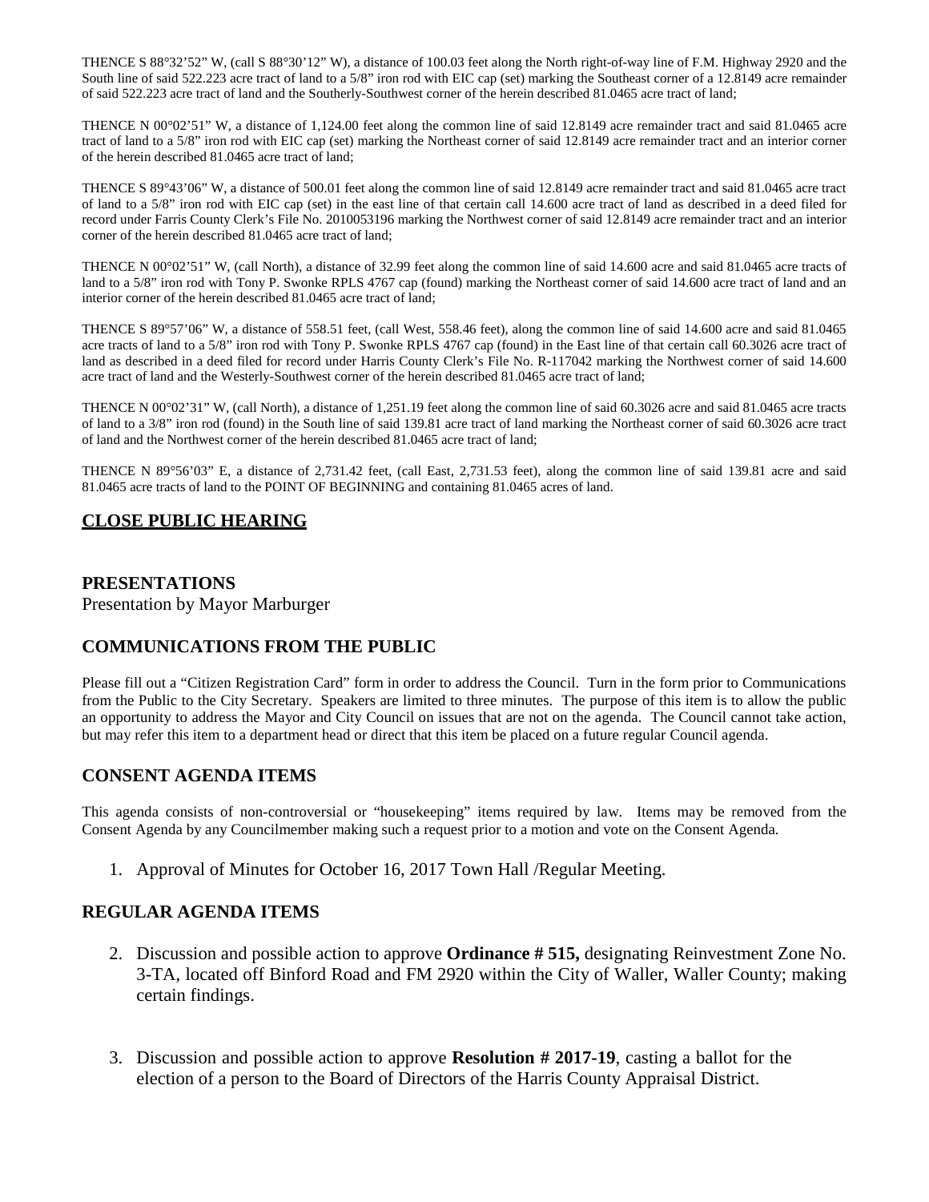THENCE S 88°32'52" W, (call S 88°30'12" W), a distance of 100.03 feet along the North right-of-way line of F.M. Highway 2920 and the South line of said 522.223 acre tract of land to a 5/8" iron rod with EIC cap (set) marking the Southeast corner of a 12.8149 acre remainder of said 522.223 acre tract of land and the Southerly-Southwest corner of the herein described 81.0465 acre tract of land;

THENCE N 00°02'51" W, a distance of 1,124.00 feet along the common line of said 12.8149 acre remainder tract and said 81.0465 acre tract of land to a 5/8" iron rod with EIC cap (set) marking the Northeast corner of said 12.8149 acre remainder tract and an interior corner of the herein described 81.0465 acre tract of land;

THENCE S 89°43'06" W, a distance of 500.01 feet along the common line of said 12.8149 acre remainder tract and said 81.0465 acre tract of land to a 5/8" iron rod with EIC cap (set) in the east line of that certain call 14.600 acre tract of land as described in a deed filed for record under Farris County Clerk's File No. 2010053196 marking the Northwest corner of said 12.8149 acre remainder tract and an interior corner of the herein described 81.0465 acre tract of land;

THENCE N 00°02'51" W, (call North), a distance of 32.99 feet along the common line of said 14.600 acre and said 81.0465 acre tracts of land to a 5/8" iron rod with Tony P. Swonke RPLS 4767 cap (found) marking the Northeast corner of said 14.600 acre tract of land and an interior corner of the herein described 81.0465 acre tract of land;

THENCE S 89°57'06" W, a distance of 558.51 feet, (call West, 558.46 feet), along the common line of said 14.600 acre and said 81.0465 acre tracts of land to a 5/8" iron rod with Tony P. Swonke RPLS 4767 cap (found) in the East line of that certain call 60.3026 acre tract of land as described in a deed filed for record under Harris County Clerk's File No. R-117042 marking the Northwest corner of said 14.600 acre tract of land and the Westerly-Southwest corner of the herein described 81.0465 acre tract of land;

THENCE N 00°02'31" W, (call North), a distance of 1,251.19 feet along the common line of said 60.3026 acre and said 81.0465 acre tracts of land to a 3/8" iron rod (found) in the South line of said 139.81 acre tract of land marking the Northeast corner of said 60.3026 acre tract of land and the Northwest corner of the herein described 81.0465 acre tract of land;

THENCE N 89°56'03" E, a distance of 2,731.42 feet, (call East, 2,731.53 feet), along the common line of said 139.81 acre and said 81.0465 acre tracts of land to the POINT OF BEGINNING and containing 81.0465 acres of land.

## CLOSE PUBLIC HEARING

## PRESENTATIONS

Presentation by Mayor Marburger

## COMMUNICATIONS FROM THE PUBLIC

Please fill out a "Citizen Registration Card" form in order to address the Council. Turn in the form prior to Communications from the Public to the City Secretary. Speakers are limited to three minutes. The purpose of this item is to allow the public an opportunity to address the Mayor and City Council on issues that are not on the agenda. The Council cannot take action, but may refer this item to a department head or direct that this item be placed on a future regular Council agenda.

## CONSENT AGENDA ITEMS

This agenda consists of non-controversial or "housekeeping" items required by law. Items may be removed from the Consent Agenda by any Councilmember making such a request prior to a motion and vote on the Consent Agenda.

1. Approval of Minutes for October 16, 2017 Town Hall /Regular Meeting.

## REGULAR AGENDA ITEMS

2. Discussion and possible action to approve **Ordinance # 515,** designating Reinvestment Zone No. 3-TA, located off Binford Road and FM 2920 within the City of Waller, Waller County; making certain findings.

3. Discussion and possible action to approve **Resolution # 2017-19**, casting a ballot for the election of a person to the Board of Directors of the Harris County Appraisal District.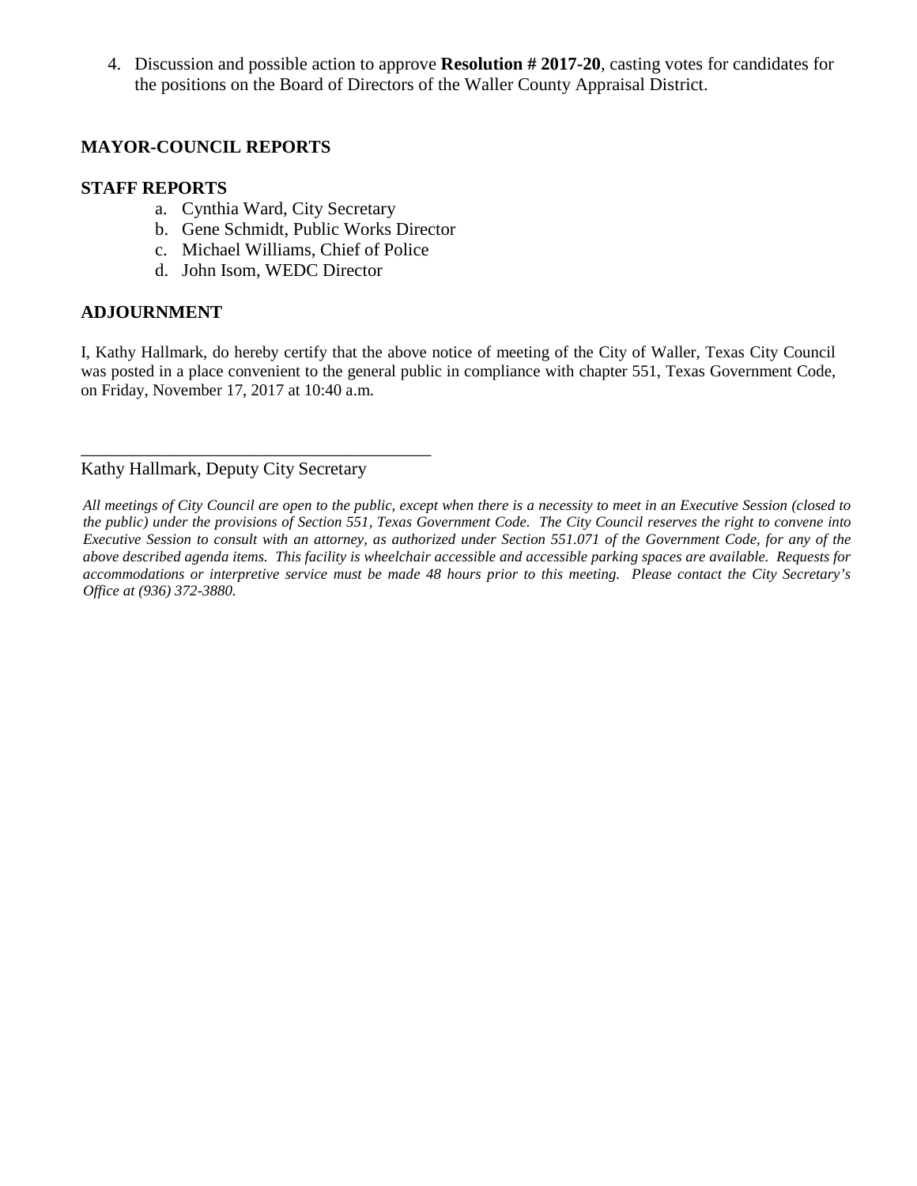4. Discussion and possible action to approve **Resolution # 2017-20**, casting votes for candidates for the positions on the Board of Directors of the Waller County Appraisal District.

## MAYOR-COUNCIL REPORTS

## STAFF REPORTS

a. Cynthia Ward, City Secretary
b. Gene Schmidt, Public Works Director
c. Michael Williams, Chief of Police
d. John Isom, WEDC Director

## ADJOURNMENT

I, Kathy Hallmark, do hereby certify that the above notice of meeting of the City of Waller, Texas City Council was posted in a place convenient to the general public in compliance with chapter 551, Texas Government Code, on Friday, November 17, 2017 at 10:40 a.m.

_________________________________________
Kathy Hallmark, Deputy City Secretary

*All meetings of City Council are open to the public, except when there is a necessity to meet in an Executive Session (closed to the public) under the provisions of Section 551, Texas Government Code. The City Council reserves the right to convene into Executive Session to consult with an attorney, as authorized under Section 551.071 of the Government Code, for any of the above described agenda items. This facility is wheelchair accessible and accessible parking spaces are available. Requests for accommodations or interpretive service must be made 48 hours prior to this meeting. Please contact the City Secretary's Office at (936) 372-3880.*